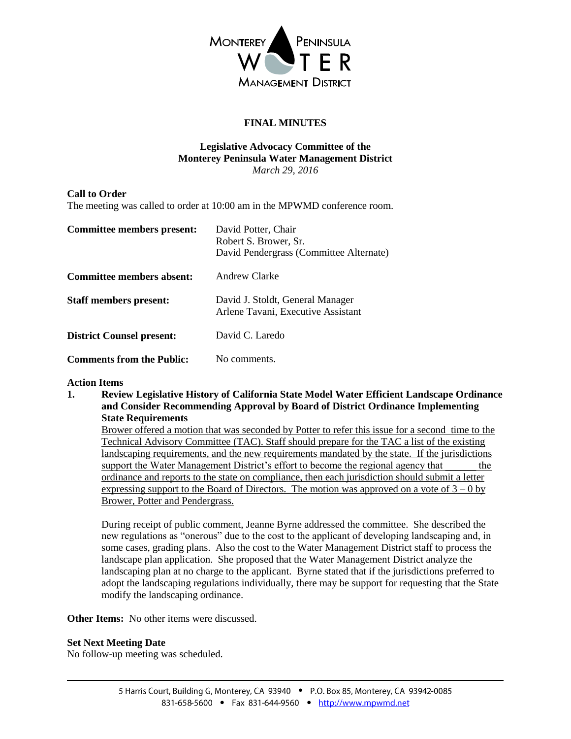# FINAL MINUTES

## Legislative Advocacy Committee of the Monterey Peninsula Water Management District

*March 29, 2016*

**Call to Order**

The meeting was called to order at 10:00 am in the MPWMD conference room.

| | |
|---|---|
| **Committee members present:** | David Potter, Chair<br>Robert S. Brower, Sr.<br>David Pendergrass (Committee Alternate) |
| **Committee members absent:** | Andrew Clarke |
| **Staff members present:** | David J. Stoldt, General Manager<br>Arlene Tavani, Executive Assistant |
| **District Counsel present:** | David C. Laredo |
| **Comments from the Public:** | No comments. |

**Action Items**

1. **Review Legislative History of California State Model Water Efficient Landscape Ordinance and Consider Recommending Approval by Board of District Ordinance Implementing State Requirements**

   Brower offered a motion that was seconded by Potter to refer this issue for a second time to the Technical Advisory Committee (TAC). Staff should prepare for the TAC a list of the existing landscaping requirements, and the new requirements mandated by the state. If the jurisdictions support the Water Management District's effort to become the regional agency that ______ the ordinance and reports to the state on compliance, then each jurisdiction should submit a letter expressing support to the Board of Directors. The motion was approved on a vote of 3 – 0 by Brower, Potter and Pendergrass.

   During receipt of public comment, Jeanne Byrne addressed the committee. She described the new regulations as "onerous" due to the cost to the applicant of developing landscaping and, in some cases, grading plans. Also the cost to the Water Management District staff to process the landscape plan application. She proposed that the Water Management District analyze the landscaping plan at no charge to the applicant. Byrne stated that if the jurisdictions preferred to adopt the landscaping regulations individually, there may be support for requesting that the State modify the landscaping ordinance.

**Other Items:** No other items were discussed.

**Set Next Meeting Date**

No follow-up meeting was scheduled.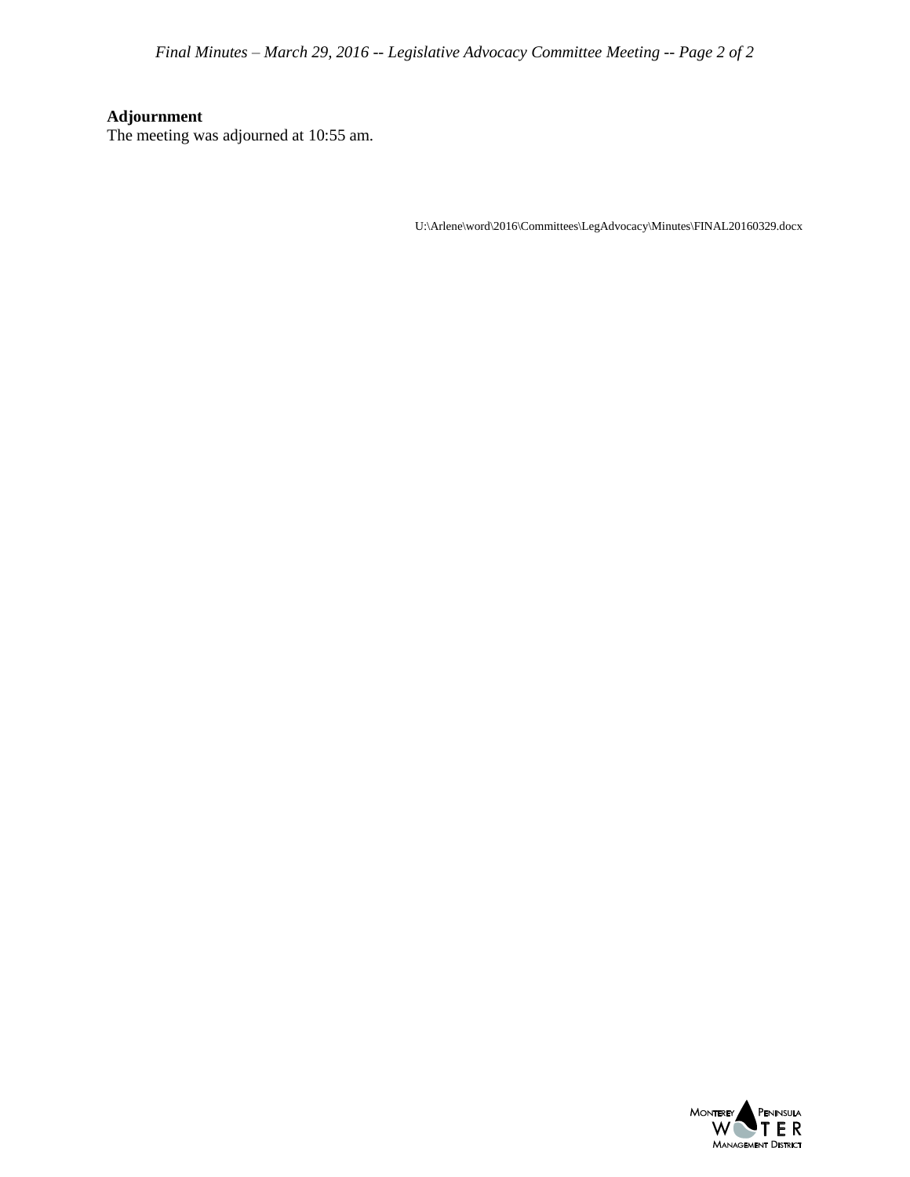**Adjournment**

The meeting was adjourned at 10:55 am.

U:\Arlene\word\2016\Committees\LegAdvocacy\Minutes\FINAL20160329.docx